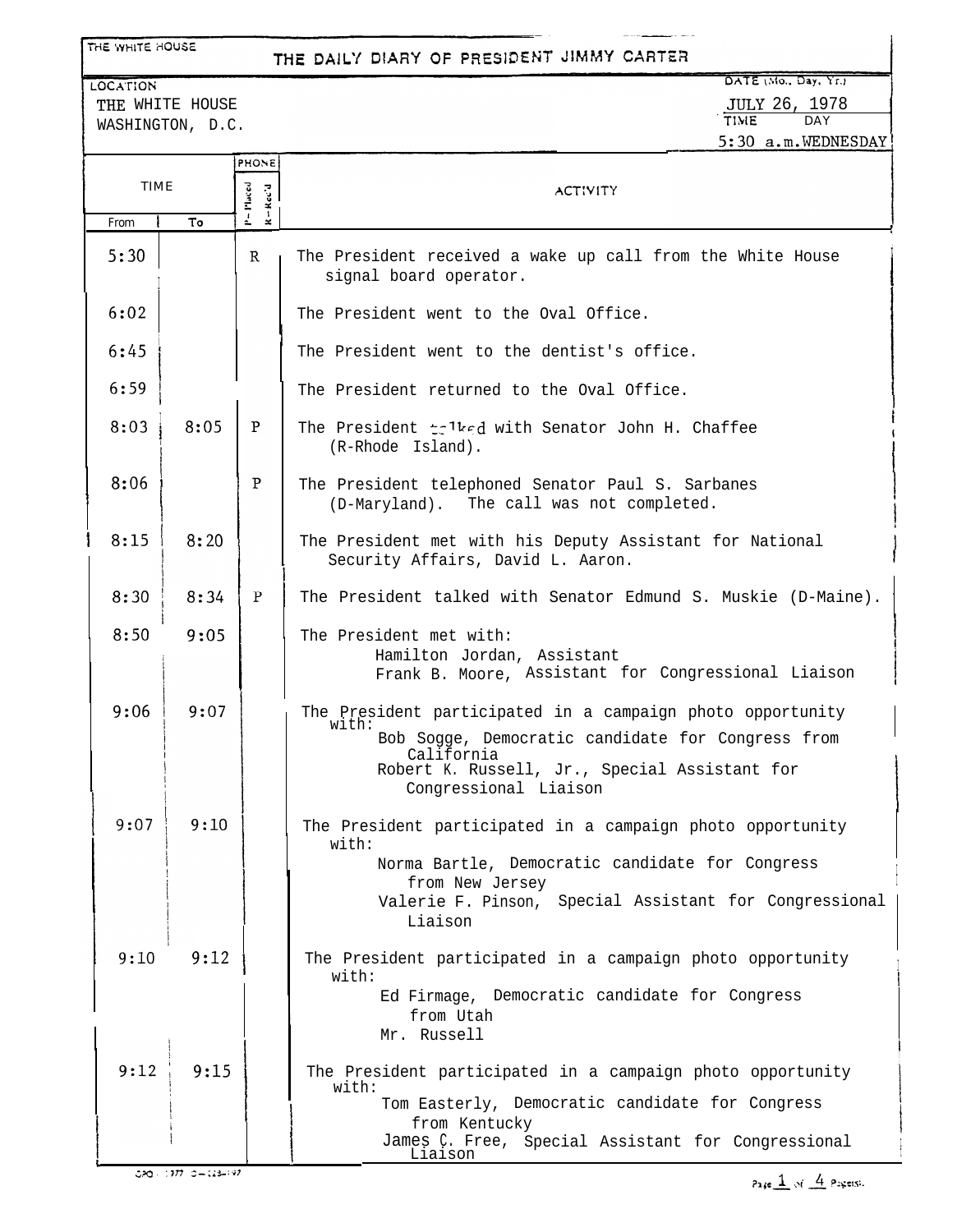THE WHITE HOUSE

# THE DAILY DIARY OF PRESIDENT JIMMY CARTER

LOCATION: THE WHITE HOUSE, WASHINGTON, D.C.

DATE (Mo., Day, Yr.): JULY 26, 1978

TIME: 5:30 a.m. DAY: WEDNESDAY

| TIME From | TIME To | PHONE P-Placed R-Rec'd | ACTIVITY |
|---|---|---|---|
| 5:30 | | R | The President received a wake up call from the White House signal board operator. |
| 6:02 | | | The President went to the Oval Office. |
| 6:45 | | | The President went to the dentist's office. |
| 6:59 | | | The President returned to the Oval Office. |
| 8:03 | 8:05 | P | The President talked with Senator John H. Chaffee (R-Rhode Island). |
| 8:06 | | P | The President telephoned Senator Paul S. Sarbanes (D-Maryland). The call was not completed. |
| 8:15 | 8:20 | | The President met with his Deputy Assistant for National Security Affairs, David L. Aaron. |
| 8:30 | 8:34 | P | The President talked with Senator Edmund S. Muskie (D-Maine). |
| 8:50 | 9:05 | | The President met with: Hamilton Jordan, Assistant; Frank B. Moore, Assistant for Congressional Liaison |
| 9:06 | 9:07 | | The President participated in a campaign photo opportunity with: Bob Sogge, Democratic candidate for Congress from California; Robert K. Russell, Jr., Special Assistant for Congressional Liaison |
| 9:07 | 9:10 | | The President participated in a campaign photo opportunity with: Norma Bartle, Democratic candidate for Congress from New Jersey; Valerie F. Pinson, Special Assistant for Congressional Liaison |
| 9:10 | 9:12 | | The President participated in a campaign photo opportunity with: Ed Firmage, Democratic candidate for Congress from Utah; Mr. Russell |
| 9:12 | 9:15 | | The President participated in a campaign photo opportunity with: Tom Easterly, Democratic candidate for Congress from Kentucky; James C. Free, Special Assistant for Congressional Liaison |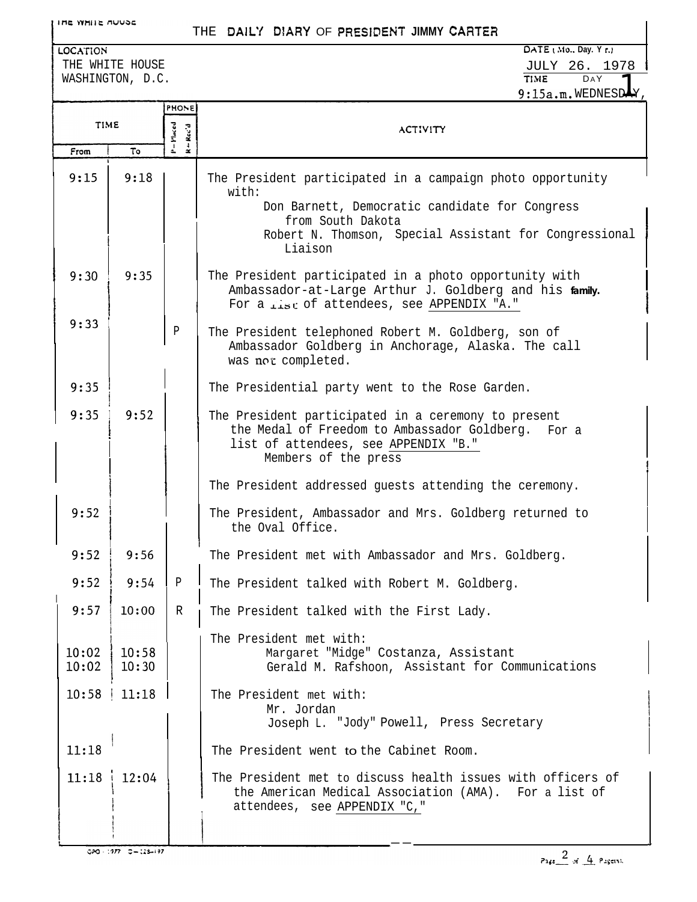THE WHITE HOUSE

# THE DAILY DIARY OF PRESIDENT JIMMY CARTER

| LOCATION | DATE (Mo., Day, Yr.) |
| --- | --- |
| THE WHITE HOUSE WASHINGTON, D.C. | JULY 26, 1978 |
| | TIME: 9:15a.m. DAY: WEDNESDAY |

| TIME From | TIME To | PHONE P=Placed R=Rec'd | ACTIVITY |
| --- | --- | --- | --- |
| 9:15 | 9:18 | | The President participated in a campaign photo opportunity with: Don Barnett, Democratic candidate for Congress from South Dakota; Robert N. Thomson, Special Assistant for Congressional Liaison |
| 9:30 | 9:35 | | The President participated in a photo opportunity with Ambassador-at-Large Arthur J. Goldberg and his family. For a list of attendees, see APPENDIX "A." |
| 9:33 | | P | The President telephoned Robert M. Goldberg, son of Ambassador Goldberg in Anchorage, Alaska. The call was not completed. |
| 9:35 | | | The Presidential party went to the Rose Garden. |
| 9:35 | 9:52 | | The President participated in a ceremony to present the Medal of Freedom to Ambassador Goldberg. For a list of attendees, see APPENDIX "B." Members of the press |
| | | | The President addressed guests attending the ceremony. |
| 9:52 | | | The President, Ambassador and Mrs. Goldberg returned to the Oval Office. |
| 9:52 | 9:56 | | The President met with Ambassador and Mrs. Goldberg. |
| 9:52 | 9:54 | P | The President talked with Robert M. Goldberg. |
| 9:57 | 10:00 | R | The President talked with the First Lady. |
| | | | The President met with: |
| 10:02 | 10:58 | | Margaret "Midge" Costanza, Assistant |
| 10:02 | 10:30 | | Gerald M. Rafshoon, Assistant for Communications |
| 10:58 | 11:18 | | The President met with: Mr. Jordan; Joseph L. "Jody" Powell, Press Secretary |
| 11:18 | | | The President went to the Cabinet Room. |
| 11:18 | 12:04 | | The President met to discuss health issues with officers of the American Medical Association (AMA). For a list of attendees, see APPENDIX "C," |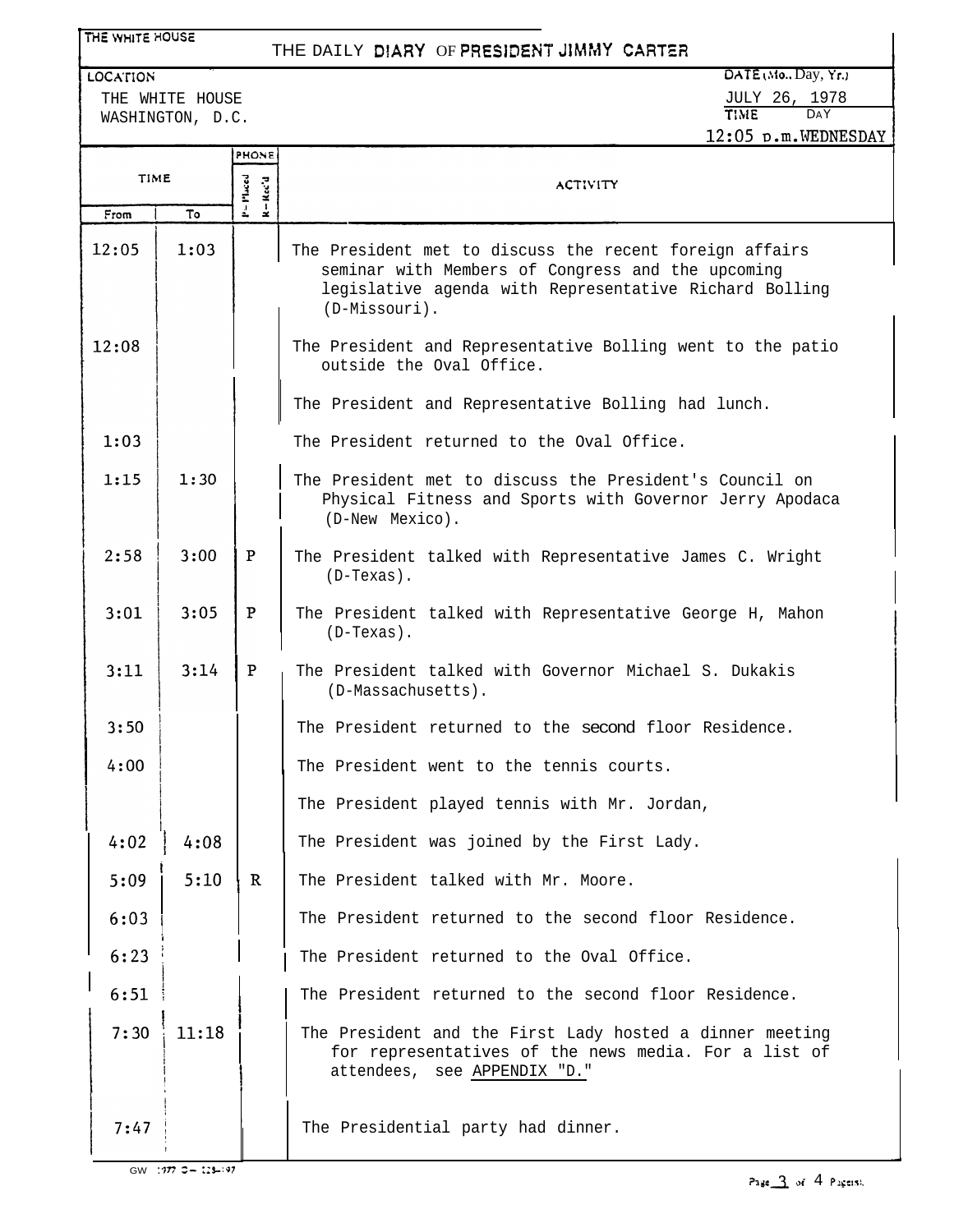# THE DAILY DIARY OF PRESIDENT JIMMY CARTER

THE WHITE HOUSE

**LOCATION**
THE WHITE HOUSE
WASHINGTON, D.C.

**DATE (Mo., Day, Yr.)**
JULY 26, 1978

**TIME** 12:05 p.m. **DAY** WEDNESDAY

| TIME From | TIME To | PHONE P-Placed R-Rec'd | ACTIVITY |
|---|---|---|---|
| 12:05 | 1:03 | | The President met to discuss the recent foreign affairs seminar with Members of Congress and the upcoming legislative agenda with Representative Richard Bolling (D-Missouri). |
| 12:08 | | | The President and Representative Bolling went to the patio outside the Oval Office. |
| | | | The President and Representative Bolling had lunch. |
| 1:03 | | | The President returned to the Oval Office. |
| 1:15 | 1:30 | | The President met to discuss the President's Council on Physical Fitness and Sports with Governor Jerry Apodaca (D-New Mexico). |
| 2:58 | 3:00 | P | The President talked with Representative James C. Wright (D-Texas). |
| 3:01 | 3:05 | P | The President talked with Representative George H, Mahon (D-Texas). |
| 3:11 | 3:14 | P | The President talked with Governor Michael S. Dukakis (D-Massachusetts). |
| 3:50 | | | The President returned to the second floor Residence. |
| 4:00 | | | The President went to the tennis courts. |
| | | | The President played tennis with Mr. Jordan, |
| 4:02 | 4:08 | | The President was joined by the First Lady. |
| 5:09 | 5:10 | R | The President talked with Mr. Moore. |
| 6:03 | | | The President returned to the second floor Residence. |
| 6:23 | | | The President returned to the Oval Office. |
| 6:51 | | | The President returned to the second floor Residence. |
| 7:30 | 11:18 | | The President and the First Lady hosted a dinner meeting for representatives of the news media. For a list of attendees, see APPENDIX "D." |
| 7:47 | | | The Presidential party had dinner. |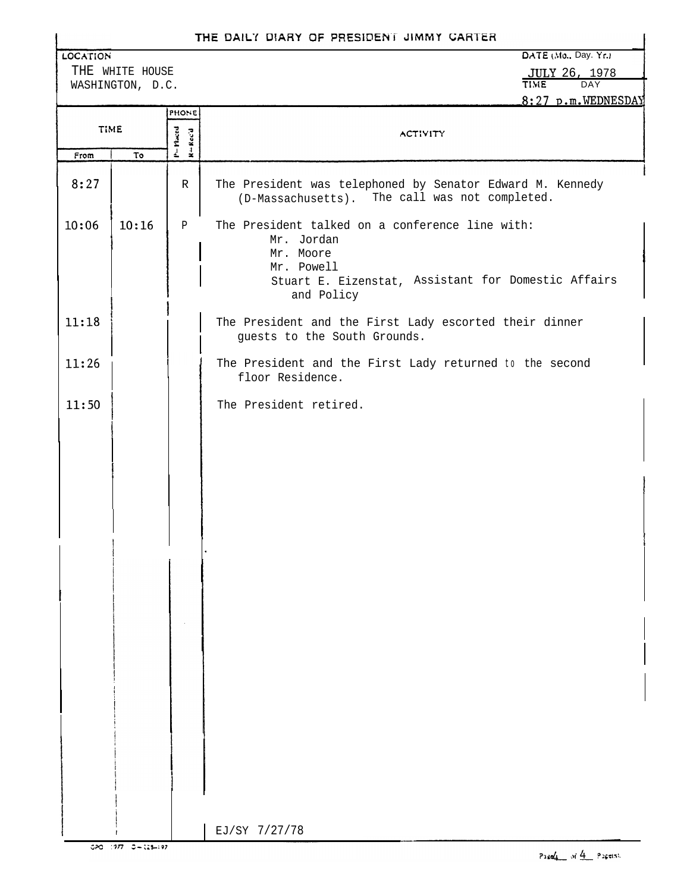# THE DAILY DIARY OF PRESIDENT JIMMY CARTER

**LOCATION**
THE WHITE HOUSE
WASHINGTON, D.C.

**DATE (Mo., Day, Yr.)** JULY 26, 1978
**TIME** 8:27 p.m. **DAY** WEDNESDAY

| TIME From | TIME To | PHONE (P=Placed, R=Rec'd) | ACTIVITY |
|---|---|---|---|
| 8:27 | | R | The President was telephoned by Senator Edward M. Kennedy (D-Massachusetts). The call was not completed. |
| 10:06 | 10:16 | P | The President talked on a conference line with: Mr. Jordan; Mr. Moore; Mr. Powell; Stuart E. Eizenstat, Assistant for Domestic Affairs and Policy |
| 11:18 | | | The President and the First Lady escorted their dinner guests to the South Grounds. |
| 11:26 | | | The President and the First Lady returned to the second floor Residence. |
| 11:50 | | | The President retired. |

EJ/SY 7/27/78